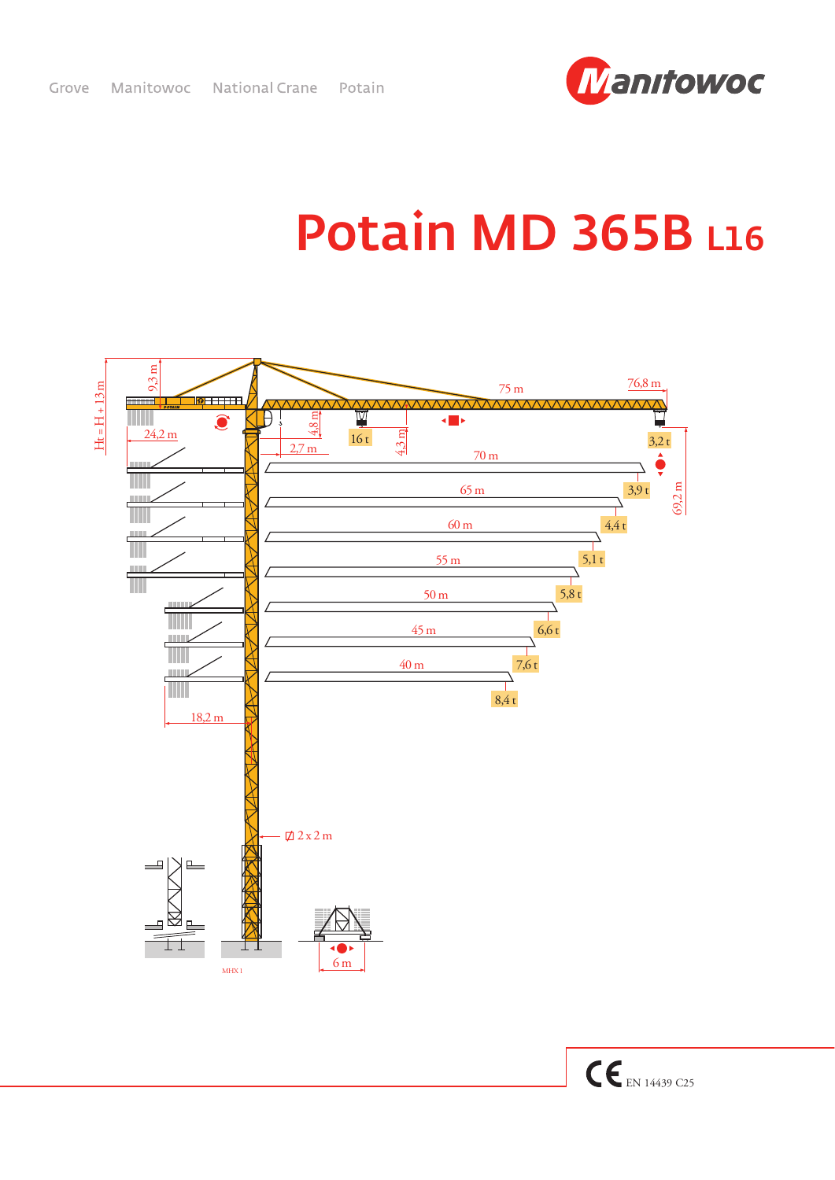Grove Manitowoc National Crane Potain

Manitowoc

# Potain MD 365B L16

Ht = H + 13 m

9,3 m

24,2 m

4,8 m

2,7 m

16 t

4,3 m

75 m

76,8 m

3,2 t

69,2 m

70 m — 3,9 t

65 m — 4,4 t

60 m — 5,1 t

55 m — 5,8 t

50 m — 6,6 t

45 m — 7,6 t

40 m — 8,4 t

18,2 m

2 x 2 m

6 m

MHX 1

CE EN 14439 C25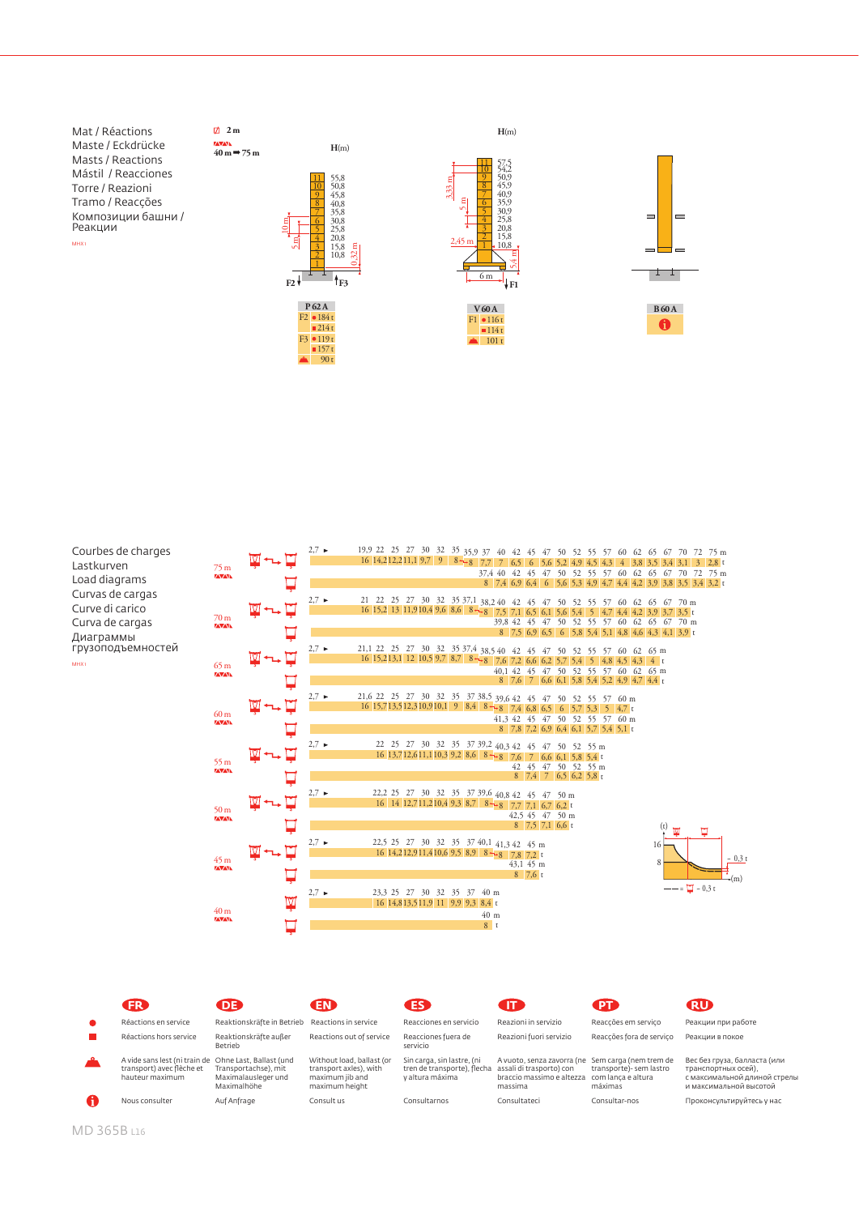Mat / Réactions
Maste / Eckdrücke
Masts / Reactions
Mástil / Reacciones
Torre / Reazioni
Tramo / Reacções
Композиции башни / Реакции

2 m

40 m ➡ 75 m

H(m)

| Mast | H (m) |
|---|---|
| 11 | 55,8 |
| 10 | 50,8 |
| 9 | 45,8 |
| 8 | 40,8 |
| 7 | 35,8 |
| 6 | 30,8 |
| 5 | 25,8 |
| 4 | 20,8 |
| 3 | 15,8 |
| 2 | 10,8 |
| 1 | |

10 m, 5 m, 0,32 m

F2, F3

| P 62 A | | |
|---|---|---|
| F2 | ● | 184 t |
| | ■ | 214 t |
| F3 | ● | 119 t |
| | ■ | 157 t |
| | ▲ | 90 t |

H(m)

| Mast | H (m) |
|---|---|
| 11 | 57,5 |
| 10 | 54,2 |
| 9 | 50,9 |
| 8 | 45,9 |
| 7 | 40,9 |
| 6 | 35,9 |
| 5 | 30,9 |
| 4 | 25,8 |
| 3 | 20,8 |
| 2 | 15,8 |
| 1 | 10,8 |

3,33 m, 5 m, 2,45 m, 5,4 m, 6 m

F1

| V 60 A | | |
|---|---|---|
| F1 | ● | 116 t |
| | ■ | 114 t |
| | ▲ | 101 t |

| B 60 A |
|---|
| ℹ |

Courbes de charges
Lastkurven
Load diagrams
Curvas de cargas
Curve di carico
Curva de cargas
Диаграммы грузоподъемностей

**75 m**

| m | 2,7 ► | 19,9 | 22 | 25 | 27 | 30 | 32 | 35 | 35,9 | 37 | 40 | 42 | 45 | 47 | 50 | 52 | 55 | 57 | 60 | 62 | 65 | 67 | 70 | 72 | 75 |
|---|---|---|---|---|---|---|---|---|---|---|---|---|---|---|---|---|---|---|---|---|---|---|---|---|---|
| t | | 16 | 14,2 | 12,2 | 11,1 | 9,7 | 9 | 8 | 8 | 7,7 | 7 | 6,5 | 6 | 5,6 | 5,2 | 4,9 | 4,5 | 4,3 | 4 | 3,8 | 3,5 | 3,4 | 3,1 | 3 | 2,8 |

| m | 37,4 | 40 | 42 | 45 | 47 | 50 | 52 | 55 | 57 | 60 | 62 | 65 | 67 | 70 | 72 | 75 |
|---|---|---|---|---|---|---|---|---|---|---|---|---|---|---|---|---|
| t | 8 | 7,4 | 6,9 | 6,4 | 6 | 5,6 | 5,3 | 4,9 | 4,7 | 4,4 | 4,2 | 3,9 | 3,8 | 3,5 | 3,4 | 3,2 |

**70 m**

| m | 2,7 ► | 21 | 22 | 25 | 27 | 30 | 32 | 35 | 37,1 | 38,2 | 40 | 42 | 45 | 47 | 50 | 52 | 55 | 57 | 60 | 62 | 65 | 67 | 70 |
|---|---|---|---|---|---|---|---|---|---|---|---|---|---|---|---|---|---|---|---|---|---|---|---|
| t | | 16 | 15,2 | 13 | 11,9 | 10,4 | 9,6 | 8,6 | 8 | 8 | 7,5 | 7,1 | 6,5 | 6,1 | 5,6 | 5,4 | 5 | 4,7 | 4,4 | 4,2 | 3,9 | 3,7 | 3,5 |

| m | 39,8 | 42 | 45 | 47 | 50 | 52 | 55 | 57 | 60 | 62 | 65 | 67 | 70 |
|---|---|---|---|---|---|---|---|---|---|---|---|---|---|
| t | 8 | 7,5 | 6,9 | 6,5 | 6 | 5,8 | 5,4 | 5,1 | 4,8 | 4,6 | 4,3 | 4,1 | 3,9 |

**65 m**

| m | 2,7 ► | 21,1 | 22 | 25 | 27 | 30 | 32 | 35 | 37,4 | 38,5 | 40 | 42 | 45 | 47 | 50 | 52 | 55 | 57 | 60 | 62 | 65 |
|---|---|---|---|---|---|---|---|---|---|---|---|---|---|---|---|---|---|---|---|---|---|
| t | | 16 | 15,2 | 13,1 | 12 | 10,5 | 9,7 | 8,7 | 8 | 8 | 7,6 | 7,2 | 6,6 | 6,2 | 5,7 | 5,4 | 5 | 4,8 | 4,5 | 4,3 | 4 |

| m | 40,1 | 42 | 45 | 47 | 50 | 52 | 55 | 57 | 60 | 62 | 65 |
|---|---|---|---|---|---|---|---|---|---|---|---|
| t | 8 | 7,6 | 7 | 6,6 | 6,1 | 5,8 | 5,4 | 5,2 | 4,9 | 4,7 | 4,4 |

**60 m**

| m | 2,7 ► | 21,6 | 22 | 25 | 27 | 30 | 32 | 35 | 37 | 38,5 | 39,6 | 42 | 45 | 47 | 50 | 52 | 55 | 57 | 60 |
|---|---|---|---|---|---|---|---|---|---|---|---|---|---|---|---|---|---|---|---|
| t | | 16 | 15,7 | 13,5 | 12,3 | 10,9 | 10,1 | 9 | 8,4 | 8 | 8 | 7,4 | 6,8 | 6,5 | 6 | 5,7 | 5,3 | 5 | 4,7 |

| m | 41,3 | 42 | 45 | 47 | 50 | 52 | 55 | 57 | 60 |
|---|---|---|---|---|---|---|---|---|---|
| t | 8 | 7,8 | 7,2 | 6,9 | 6,4 | 6,1 | 5,7 | 5,4 | 5,1 |

**55 m**

| m | 2,7 ► | 22 | 25 | 27 | 30 | 32 | 35 | 37 | 39,2 | 40,3 | 42 | 45 | 47 | 50 | 52 | 55 |
|---|---|---|---|---|---|---|---|---|---|---|---|---|---|---|---|---|
| t | | 16 | 13,7 | 12,6 | 11,1 | 10,3 | 9,2 | 8,6 | 8 | 8 | 7,6 | 7 | 6,6 | 6,1 | 5,8 | 5,4 |

| m | 42 | 45 | 47 | 50 | 52 | 55 |
|---|---|---|---|---|---|---|
| t | 8 | 7,4 | 7 | 6,5 | 6,2 | 5,8 |

**50 m**

| m | 2,7 ► | 22,2 | 25 | 27 | 30 | 32 | 35 | 37 | 39,6 | 40,8 | 42 | 45 | 47 | 50 |
|---|---|---|---|---|---|---|---|---|---|---|---|---|---|---|
| t | | 16 | 14 | 12,7 | 11,2 | 10,4 | 9,3 | 8,7 | 8 | 8 | 7,7 | 7,1 | 6,7 | 6,2 |

| m | 42,5 | 45 | 47 | 50 |
|---|---|---|---|---|
| t | 8 | 7,5 | 7,1 | 6,6 |

**45 m**

| m | 2,7 ► | 22,5 | 25 | 27 | 30 | 32 | 35 | 37 | 40,1 | 41,3 | 42 | 45 |
|---|---|---|---|---|---|---|---|---|---|---|---|---|
| t | | 16 | 14,2 | 12,9 | 11,4 | 10,6 | 9,5 | 8,9 | 8 | 8 | 7,8 | 7,2 |

| m | 43,1 | 45 |
|---|---|---|
| t | 8 | 7,6 |

**40 m**

| m | 2,7 ► | 23,3 | 25 | 27 | 30 | 32 | 35 | 37 | 40 |
|---|---|---|---|---|---|---|---|---|---|
| t | | 16 | 14,8 | 13,5 | 11,9 | 11 | 9,9 | 9,3 | 8,4 |

| m | 40 |
|---|---|
| t | 8 |

(t) 16, 8 – (m) – 0,3 t

— = – 0,3 t

| | FR | DE | EN | ES | IT | PT | RU |
|---|---|---|---|---|---|---|---|
| ● | Réactions en service | Reaktionskräfte in Betrieb | Reactions in service | Reacciones en servicio | Reazioni in servizio | Reacções em serviço | Реакции при работе |
| ■ | Réactions hors service | Reaktionskräfte außer Betrieb | Reactions out of service | Reacciones fuera de servicio | Reazioni fuori servizio | Reacções fora de serviço | Реакции в покое |
| ▲ | A vide sans lest (ni train de transport) avec flèche et hauteur maximum | Ohne Last, Ballast (und Transportachse), mit Maximalausleger und Maximalhöhe | Without load, ballast (or transport axles), with maximum jib and maximum height | Sin carga, sin lastre, (ni tren de transporte), flecha y altura máxima | A vuoto, senza zavorra (ne assali di trasporto) con braccio massimo e altezza massima | Sem carga (nem trem de transporte)- sem lastro com lança e altura máximas | Вес без груза, балласта (или транспортных осей), с максимальной длиной стрелы и максимальной высотой |
| ℹ | Nous consulter | Auf Anfrage | Consult us | Consultarnos | Consultateci | Consultar-nos | Проконсультируйтесь у нас |

MD 365B L16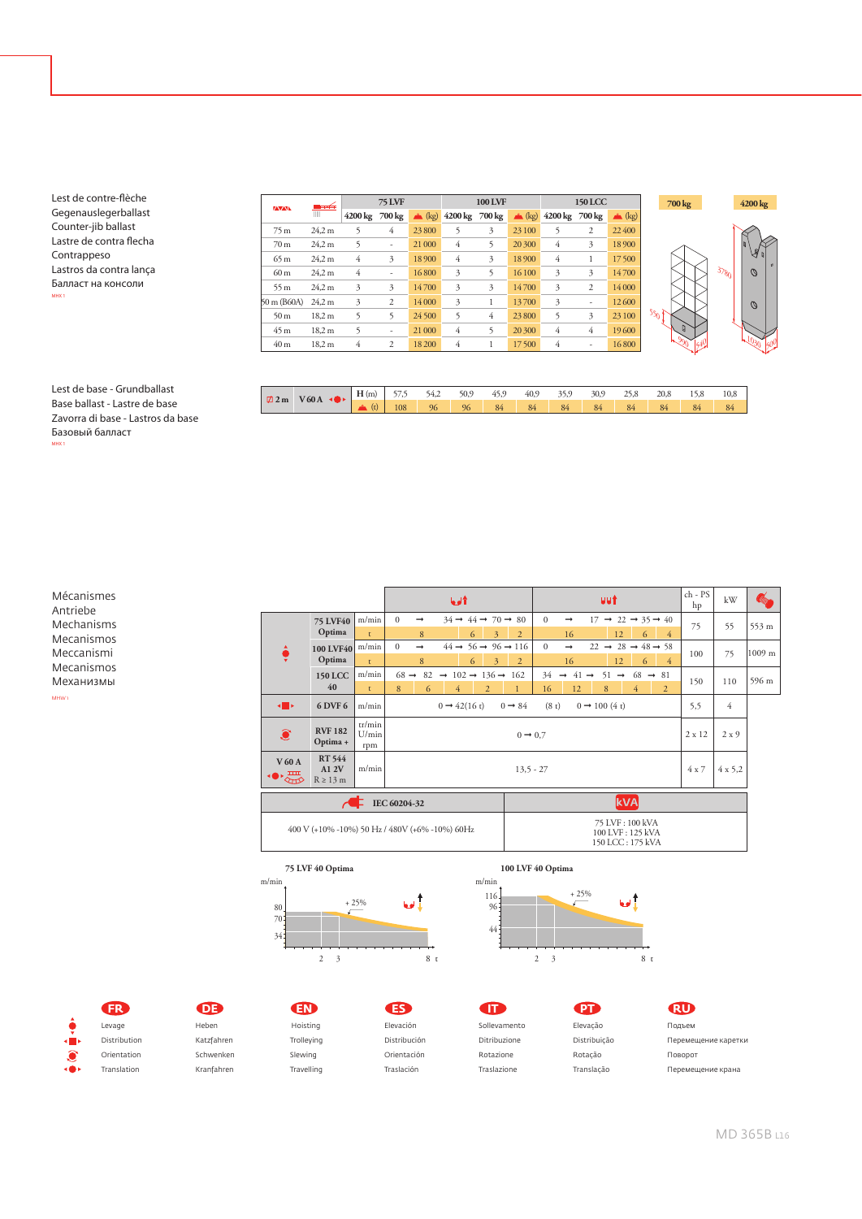Lest de contre-flèche
Gegenauslegerballast
Counter-jib ballast
Lastre de contra flecha
Contrappeso
Lastros da contra lança
Балласт на консоли

MHX1

| | | 75 LVF | | | 100 LVF | | | 150 LCC | | |
|---|---|---|---|---|---|---|---|---|---|---|
| | | 4200 kg | 700 kg | (kg) | 4200 kg | 700 kg | (kg) | 4200 kg | 700 kg | (kg) |
| 75 m | 24,2 m | 5 | 4 | 23 800 | 5 | 3 | 23 100 | 5 | 2 | 22 400 |
| 70 m | 24,2 m | 5 | - | 21 000 | 4 | 5 | 20 300 | 4 | 3 | 18 900 |
| 65 m | 24,2 m | 4 | 3 | 18 900 | 4 | 3 | 18 900 | 4 | 1 | 17 500 |
| 60 m | 24,2 m | 4 | - | 16 800 | 3 | 5 | 16 100 | 3 | 3 | 14 700 |
| 55 m | 24,2 m | 3 | 3 | 14 700 | 3 | 3 | 14 700 | 3 | 2 | 14 000 |
| 50 m (B60A) | 24,2 m | 3 | 2 | 14 000 | 3 | 1 | 13 700 | 3 | - | 12 600 |
| 50 m | 18,2 m | 5 | 5 | 24 500 | 5 | 4 | 23 800 | 5 | 3 | 23 100 |
| 45 m | 18,2 m | 5 | - | 21 000 | 4 | 5 | 20 300 | 4 | 4 | 19 600 |
| 40 m | 18,2 m | 4 | 2 | 18 200 | 4 | 1 | 17 500 | 4 | - | 16 800 |

700 kg — 4200 kg

550 — 990 — 540 — 3780 — 1030 — 500

Lest de base - Grundballast
Base ballast - Lastre de base
Zavorra di base - Lastros da base
Базовый балласт

MHX1

| 2 m | V 60 A | H (m) | 57,5 | 54,2 | 50,9 | 45,9 | 40,9 | 35,9 | 30,9 | 25,8 | 20,8 | 15,8 | 10,8 |
|---|---|---|---|---|---|---|---|---|---|---|---|---|---|
| | | (t) | 108 | 96 | 96 | 84 | 84 | 84 | 84 | 84 | 84 | 84 | 84 |

Mécanismes
Antriebe
Mechanisms
Mecanismos
Meccanismi
Mecanismos
Механизмы

MHW1

| | | | | | ch - PS hp | kW | |
|---|---|---|---|---|---|---|---|
| Levage | 75 LVF40 Optima | m/min | 0 → 34 → 44 → 70 → 80 | 0 → 17 → 22 → 35 → 40 | 75 | 55 | 553 m |
| | | t | 8 / 6 / 3 / 2 | 16 / 12 / 6 / 4 | | | |
| | 100 LVF40 Optima | m/min | 0 → 44 → 56 → 96 → 116 | 0 → 22 → 28 → 48 → 58 | 100 | 75 | 1009 m |
| | | t | 8 / 6 / 3 / 2 | 16 / 12 / 6 / 4 | | | |
| | 150 LCC 40 | m/min | 68 → 82 → 102 → 136 → 162 | 34 → 41 → 51 → 68 → 81 | 150 | 110 | 596 m |
| | | t | 8 / 6 / 4 / 2 / 1 | 16 / 12 / 8 / 4 / 2 | | | |
| Distribution | 6 DVF 6 | m/min | 0 → 42 (16 t) 0 → 84 | (8 t) 0 → 100 (4 t) | 5,5 | 4 | |
| Orientation | RVF 182 Optima + | tr/min U/min rpm | 0 → 0,7 | | 2 x 12 | 2 x 9 | |
| Translation V 60 A | RT 544 A1 2V R ≥ 13 m | m/min | 13,5 - 27 | | 4 x 7 | 4 x 5,2 | |

| IEC 60204-32 | kVA |
|---|---|
| 400 V (+10% -10%) 50 Hz / 480V (+6% -10%) 60Hz | 75 LVF : 100 kVA<br>100 LVF : 125 kVA<br>150 LCC : 175 kVA |

**75 LVF 40 Optima** — m/min: 80, 70, 34; + 25%; t: 2, 3, 8

**100 LVF 40 Optima** — m/min: 116, 96, 44; + 25%; t: 2, 3, 8

| | FR | DE | EN | ES | IT | PT | RU |
|---|---|---|---|---|---|---|---|
| | Levage | Heben | Hoisting | Elevación | Sollevamento | Elevação | Подъем |
| | Distribution | Katzfahren | Trolleying | Distribución | Ditribuzione | Distribuição | Перемещение каретки |
| | Orientation | Schwenken | Slewing | Orientación | Rotazione | Rotação | Поворот |
| | Translation | Kranfahren | Travelling | Traslación | Traslazione | Translação | Перемещение крана |

MD 365B L16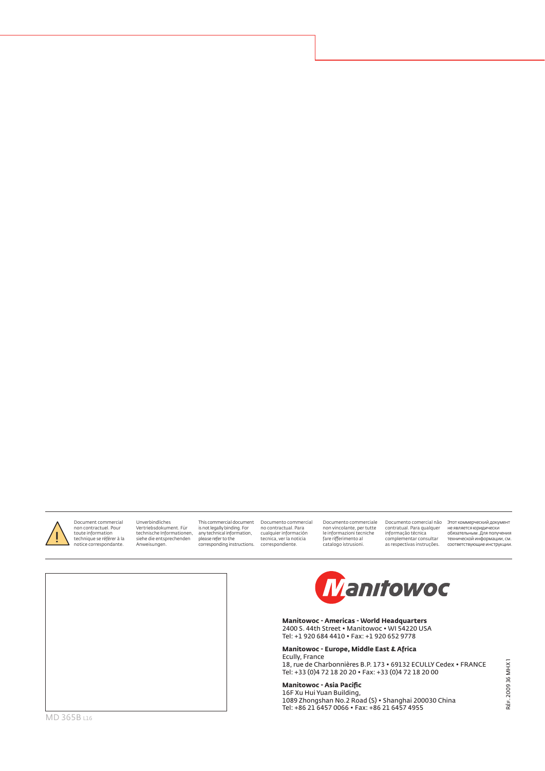Document commercial non contractuel. Pour toute information technique se référer à la notice correspondante.

Unverbindliches Vertriebsdokument. Für technische Informationen, siehe die entsprechenden Anweisungen.

This commercial document is not legally binding. For any technical information, please refer to the corresponding instructions.

Documento commercial no contractual. Para cualquier información tecnica, ver la noticia correspondiente.

Documento commerciale non vincolante, per tutte le informazioni tecniche fare rifferimento al catalogo istrusioni.

Documento comercial não contratual. Para qualquer informação técnica complementar consultar as respectivas instruções.

Этот коммерческий документ не является юридически обязательным. Для получения технической информации, см. соответствующие инструкции.

Manitowoc

**Manitowoc - Americas - World Headquarters**
2400 S. 44th Street • Manitowoc • WI 54220 USA
Tel: +1 920 684 4410 • Fax: +1 920 652 9778

**Manitowoc - Europe, Middle East & Africa**
Ecully, France
18, rue de Charbonnières B.P. 173 • 69132 ECULLY Cedex • FRANCE
Tel: +33 (0)4 72 18 20 20 • Fax: +33 (0)4 72 18 20 00

**Manitowoc - Asia Pacific**
16F Xu Hui Yuan Building,
1089 Zhongshan No.2 Road (S) • Shanghai 200030 China
Tel: +86 21 6457 0066 • Fax: +86 21 6457 4955

Réf. 2009 36 MHX 1

MD 365B L16